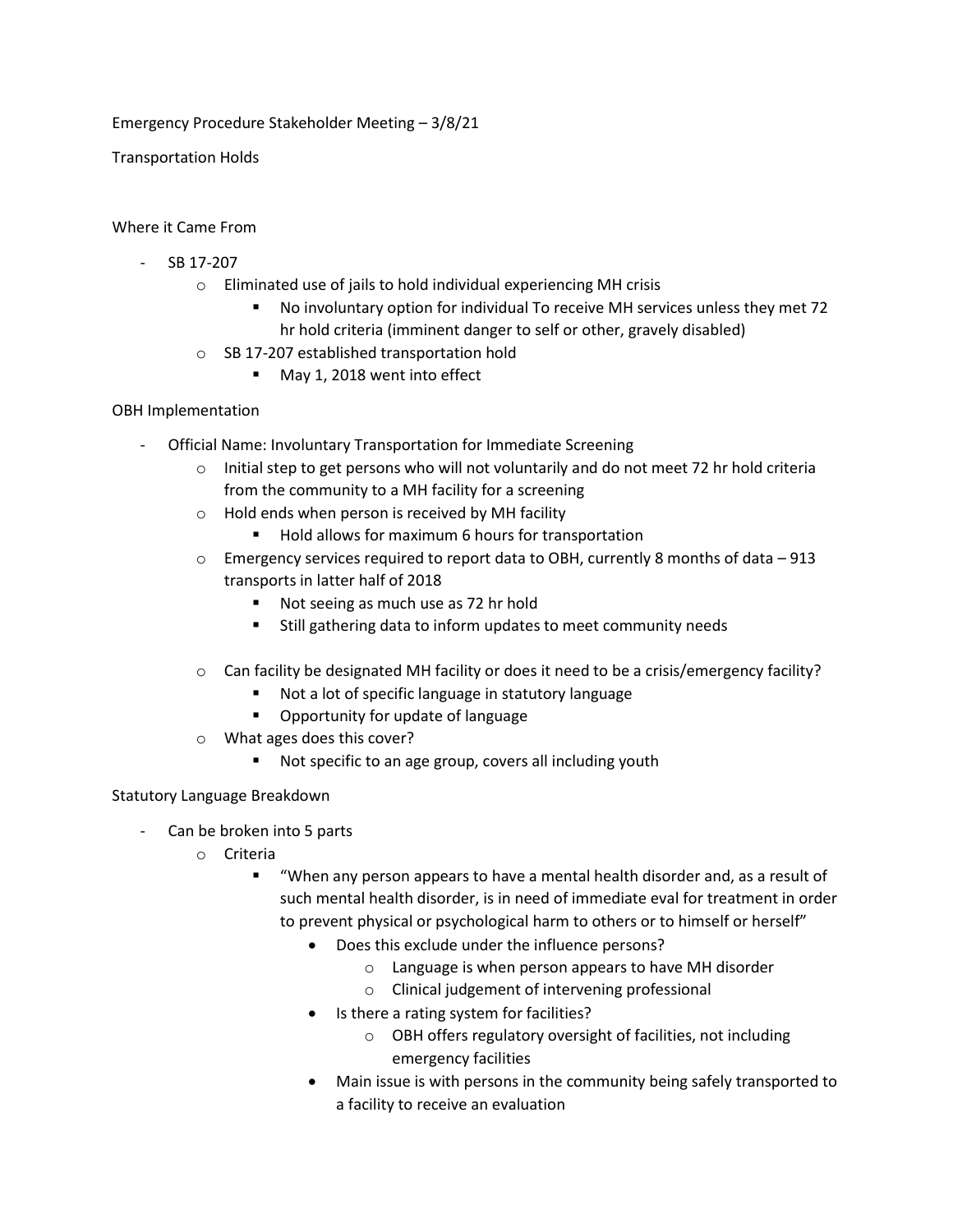Emergency Procedure Stakeholder Meeting – 3/8/21

Transportation Holds

Where it Came From

- SB 17-207
  - Eliminated use of jails to hold individual experiencing MH crisis
    - No involuntary option for individual To receive MH services unless they met 72 hr hold criteria (imminent danger to self or other, gravely disabled)
  - SB 17-207 established transportation hold
    - May 1, 2018 went into effect

OBH Implementation

- Official Name: Involuntary Transportation for Immediate Screening
  - Initial step to get persons who will not voluntarily and do not meet 72 hr hold criteria from the community to a MH facility for a screening
  - Hold ends when person is received by MH facility
    - Hold allows for maximum 6 hours for transportation
  - Emergency services required to report data to OBH, currently 8 months of data – 913 transports in latter half of 2018
    - Not seeing as much use as 72 hr hold
    - Still gathering data to inform updates to meet community needs
  - Can facility be designated MH facility or does it need to be a crisis/emergency facility?
    - Not a lot of specific language in statutory language
    - Opportunity for update of language
  - What ages does this cover?
    - Not specific to an age group, covers all including youth

Statutory Language Breakdown

- Can be broken into 5 parts
  - Criteria
    - "When any person appears to have a mental health disorder and, as a result of such mental health disorder, is in need of immediate eval for treatment in order to prevent physical or psychological harm to others or to himself or herself"
      - Does this exclude under the influence persons?
        - Language is when person appears to have MH disorder
        - Clinical judgement of intervening professional
      - Is there a rating system for facilities?
        - OBH offers regulatory oversight of facilities, not including emergency facilities
      - Main issue is with persons in the community being safely transported to a facility to receive an evaluation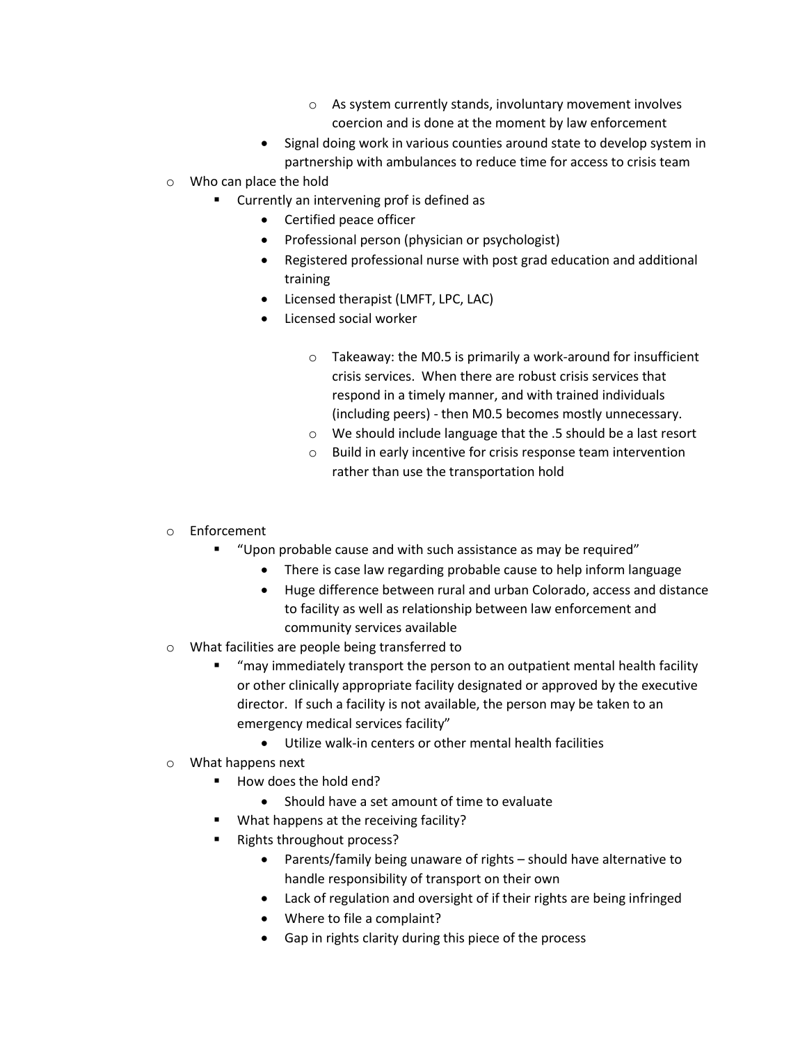- As system currently stands, involuntary movement involves coercion and is done at the moment by law enforcement
  - Signal doing work in various counties around state to develop system in partnership with ambulances to reduce time for access to crisis team

- Who can place the hold
  - Currently an intervening prof is defined as
    - Certified peace officer
    - Professional person (physician or psychologist)
    - Registered professional nurse with post grad education and additional training
    - Licensed therapist (LMFT, LPC, LAC)
    - Licensed social worker
      - Takeaway: the M0.5 is primarily a work-around for insufficient crisis services. When there are robust crisis services that respond in a timely manner, and with trained individuals (including peers) - then M0.5 becomes mostly unnecessary.
      - We should include language that the .5 should be a last resort
      - Build in early incentive for crisis response team intervention rather than use the transportation hold

- Enforcement
  - "Upon probable cause and with such assistance as may be required"
    - There is case law regarding probable cause to help inform language
    - Huge difference between rural and urban Colorado, access and distance to facility as well as relationship between law enforcement and community services available
- What facilities are people being transferred to
  - "may immediately transport the person to an outpatient mental health facility or other clinically appropriate facility designated or approved by the executive director. If such a facility is not available, the person may be taken to an emergency medical services facility"
    - Utilize walk-in centers or other mental health facilities
- What happens next
  - How does the hold end?
    - Should have a set amount of time to evaluate
  - What happens at the receiving facility?
  - Rights throughout process?
    - Parents/family being unaware of rights – should have alternative to handle responsibility of transport on their own
    - Lack of regulation and oversight of if their rights are being infringed
    - Where to file a complaint?
    - Gap in rights clarity during this piece of the process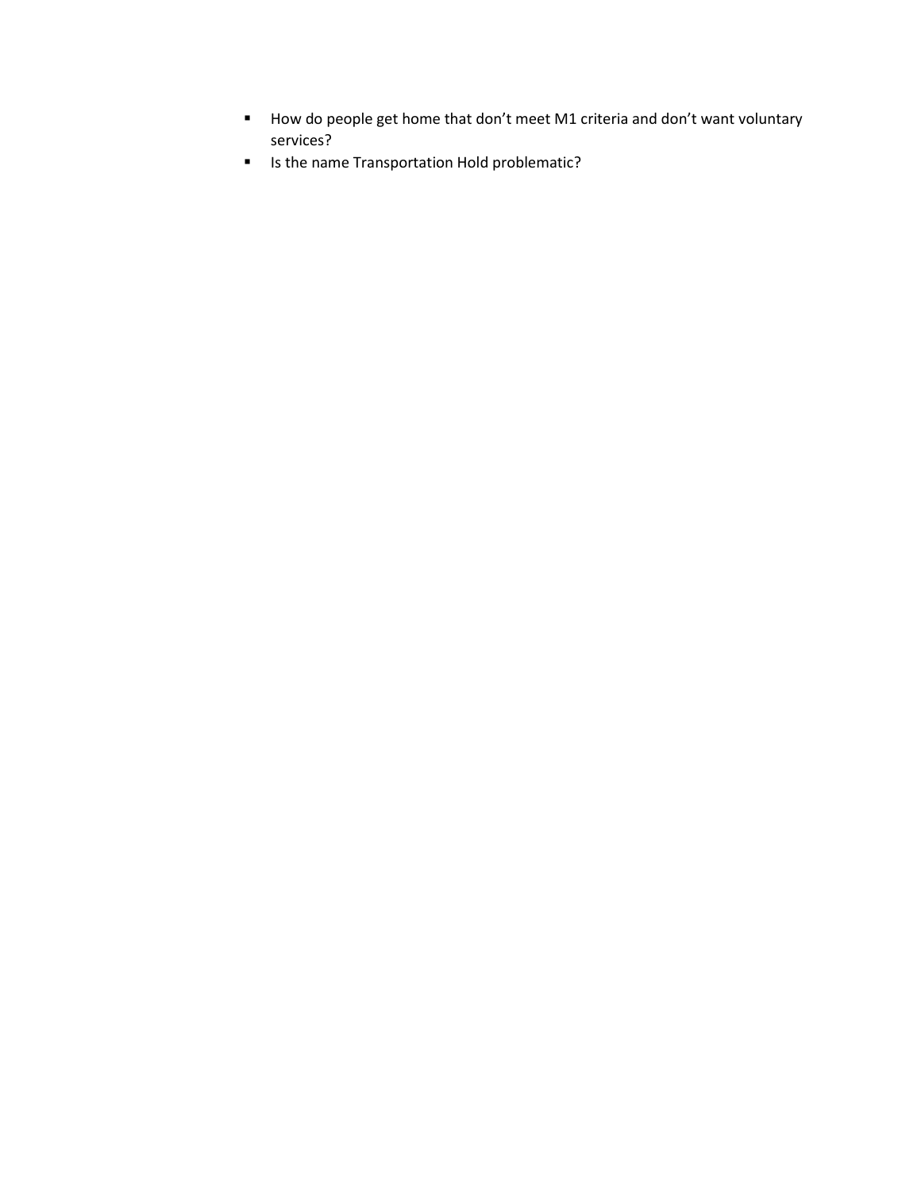- How do people get home that don't meet M1 criteria and don't want voluntary services?
- Is the name Transportation Hold problematic?